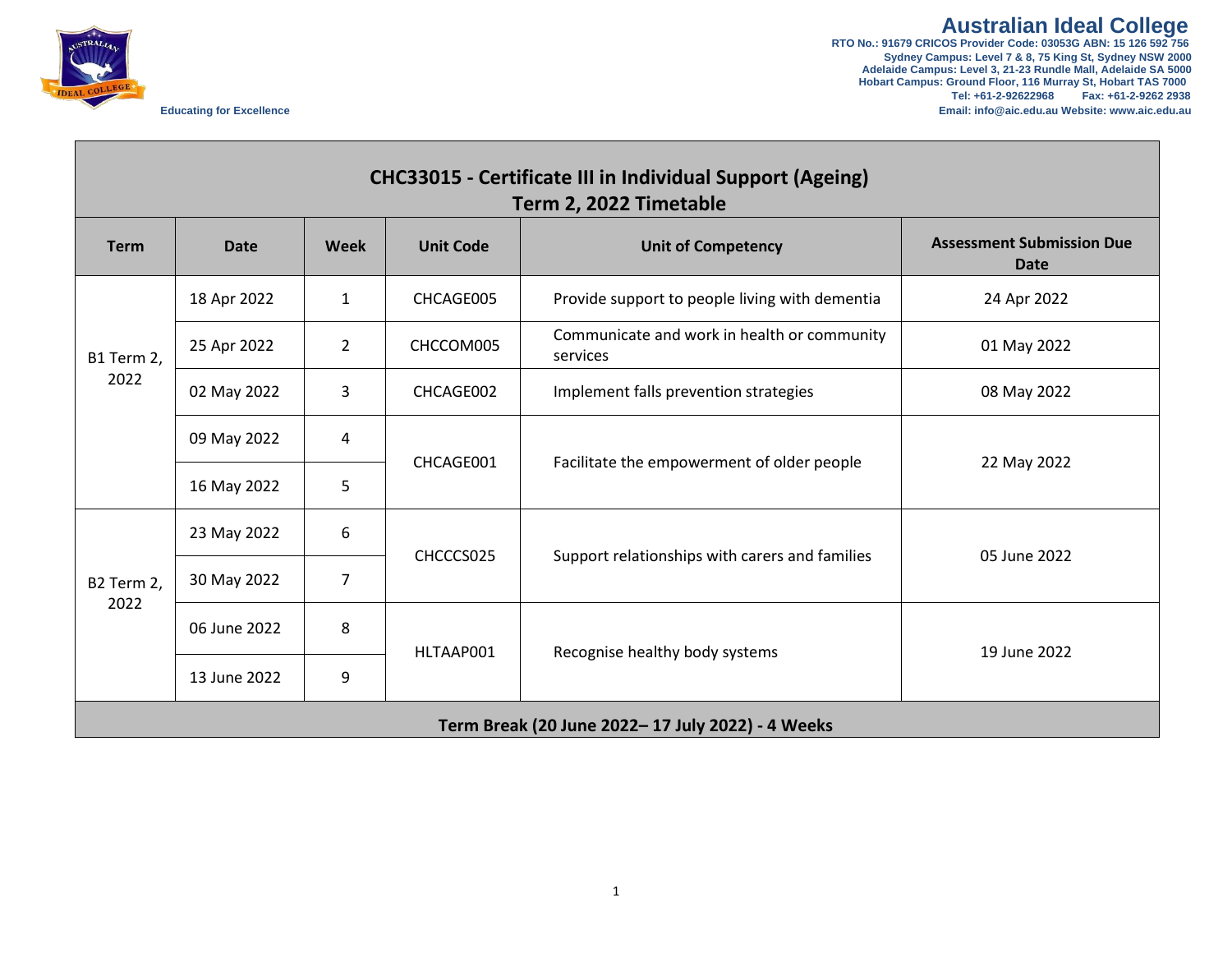**Australian Ideal College**
RTO No.: 91679 CRICOS Provider Code: 03053G ABN: 15 126 592 756
Sydney Campus: Level 7 & 8, 75 King St, Sydney NSW 2000
Adelaide Campus: Level 3, 21-23 Rundle Mall, Adelaide SA 5000
Hobart Campus: Ground Floor, 116 Murray St, Hobart TAS 7000
Tel: +61-2-92622968 Fax: +61-2-9262 2938
Email: info@aic.edu.au Website: www.aic.edu.au

Educating for Excellence

# CHC33015 - Certificate III in Individual Support (Ageing)
## Term 2, 2022 Timetable

| Term | Date | Week | Unit Code | Unit of Competency | Assessment Submission Due Date |
|---|---|---|---|---|---|
| B1 Term 2, 2022 | 18 Apr 2022 | 1 | CHCAGE005 | Provide support to people living with dementia | 24 Apr 2022 |
| | 25 Apr 2022 | 2 | CHCCOM005 | Communicate and work in health or community services | 01 May 2022 |
| | 02 May 2022 | 3 | CHCAGE002 | Implement falls prevention strategies | 08 May 2022 |
| | 09 May 2022 | 4 | CHCAGE001 | Facilitate the empowerment of older people | 22 May 2022 |
| | 16 May 2022 | 5 | | | |
| B2 Term 2, 2022 | 23 May 2022 | 6 | CHCCCS025 | Support relationships with carers and families | 05 June 2022 |
| | 30 May 2022 | 7 | | | |
| | 06 June 2022 | 8 | HLTAAP001 | Recognise healthy body systems | 19 June 2022 |
| | 13 June 2022 | 9 | | | |

**Term Break (20 June 2022– 17 July 2022) - 4 Weeks**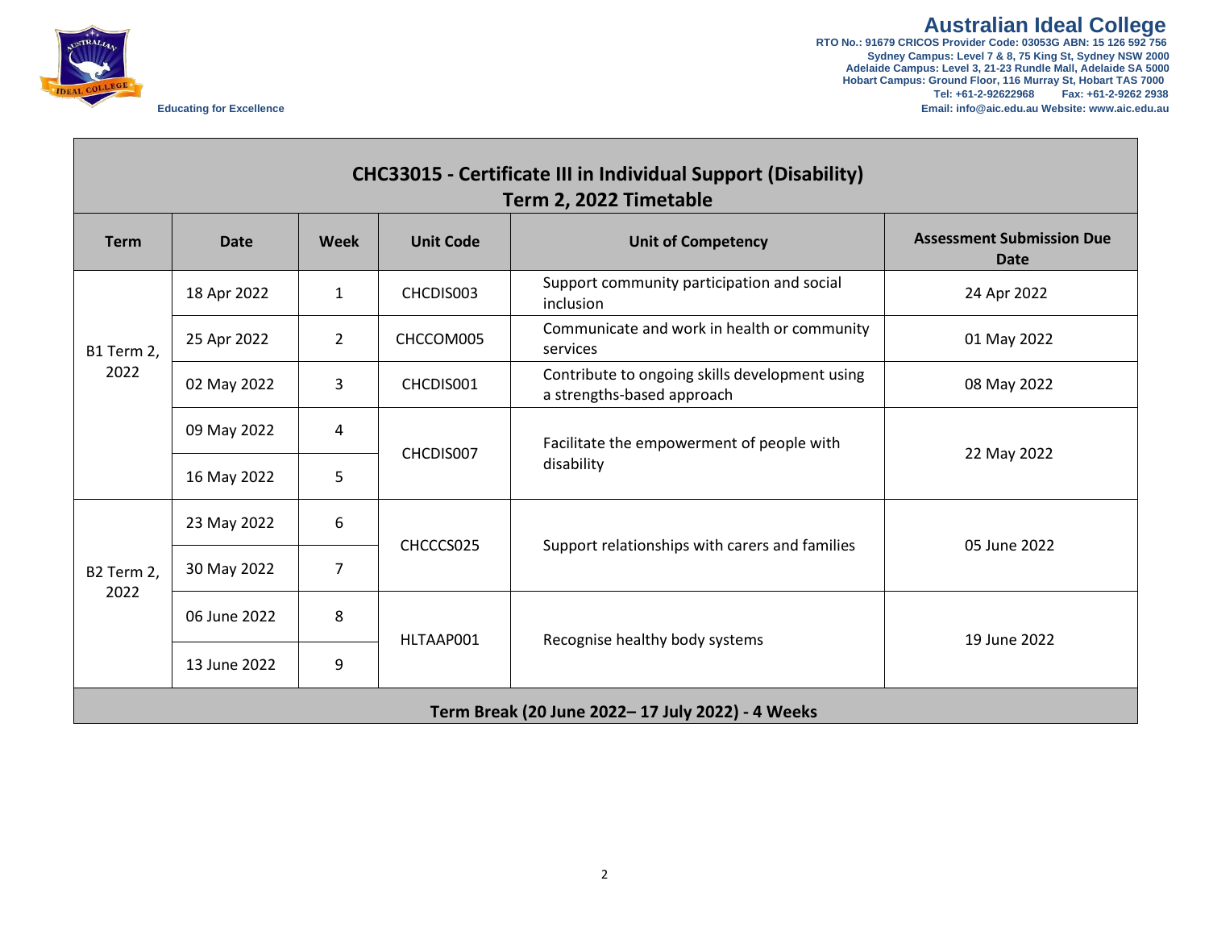**Australian Ideal College**
RTO No.: 91679 CRICOS Provider Code: 03053G ABN: 15 126 592 756
Sydney Campus: Level 7 & 8, 75 King St, Sydney NSW 2000
Adelaide Campus: Level 3, 21-23 Rundle Mall, Adelaide SA 5000
Hobart Campus: Ground Floor, 116 Murray St, Hobart TAS 7000
Tel: +61-2-92622968 Fax: +61-2-9262 2938
Email: info@aic.edu.au Website: www.aic.edu.au

Educating for Excellence

## CHC33015 - Certificate III in Individual Support (Disability)
## Term 2, 2022 Timetable

| Term | Date | Week | Unit Code | Unit of Competency | Assessment Submission Due Date |
|---|---|---|---|---|---|
| B1 Term 2, 2022 | 18 Apr 2022 | 1 | CHCDIS003 | Support community participation and social inclusion | 24 Apr 2022 |
| | 25 Apr 2022 | 2 | CHCCOM005 | Communicate and work in health or community services | 01 May 2022 |
| | 02 May 2022 | 3 | CHCDIS001 | Contribute to ongoing skills development using a strengths-based approach | 08 May 2022 |
| | 09 May 2022 | 4 | CHCDIS007 | Facilitate the empowerment of people with disability | 22 May 2022 |
| | 16 May 2022 | 5 | | | |
| B2 Term 2, 2022 | 23 May 2022 | 6 | CHCCCS025 | Support relationships with carers and families | 05 June 2022 |
| | 30 May 2022 | 7 | | | |
| | 06 June 2022 | 8 | HLTAAP001 | Recognise healthy body systems | 19 June 2022 |
| | 13 June 2022 | 9 | | | |
| **Term Break (20 June 2022– 17 July 2022) - 4 Weeks** | | | | | |